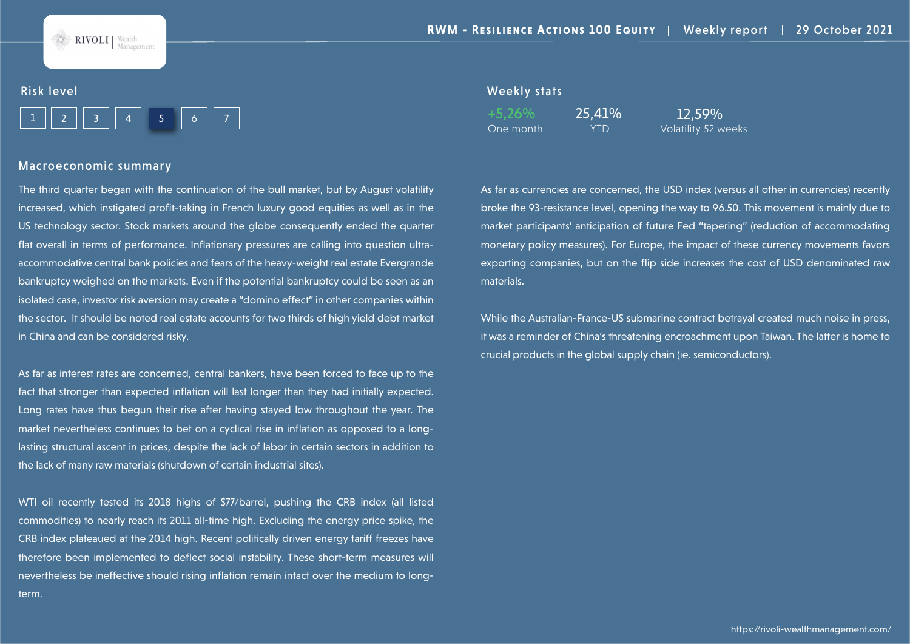RIVOLI | Wealth Management

# RWM - Resilience Actions 100 Equity | Weekly report | 29 October 2021

## Risk level

| 1 | 2 | 3 | 4 | **5** | 6 | 7 |
|---|---|---|---|---|---|---|

## Weekly stats

| +5,26% | 25,41% | 12,59% |
|---|---|---|
| One month | YTD | Volatility 52 weeks |

## Macroeconomic summary

The third quarter began with the continuation of the bull market, but by August volatility increased, which instigated profit-taking in French luxury good equities as well as in the US technology sector. Stock markets around the globe consequently ended the quarter flat overall in terms of performance. Inflationary pressures are calling into question ultra-accommodative central bank policies and fears of the heavy-weight real estate Evergrande bankruptcy weighed on the markets. Even if the potential bankruptcy could be seen as an isolated case, investor risk aversion may create a "domino effect" in other companies within the sector. It should be noted real estate accounts for two thirds of high yield debt market in China and can be considered risky.

As far as interest rates are concerned, central bankers, have been forced to face up to the fact that stronger than expected inflation will last longer than they had initially expected. Long rates have thus begun their rise after having stayed low throughout the year. The market nevertheless continues to bet on a cyclical rise in inflation as opposed to a long-lasting structural ascent in prices, despite the lack of labor in certain sectors in addition to the lack of many raw materials (shutdown of certain industrial sites).

WTI oil recently tested its 2018 highs of $77/barrel, pushing the CRB index (all listed commodities) to nearly reach its 2011 all-time high. Excluding the energy price spike, the CRB index plateaued at the 2014 high. Recent politically driven energy tariff freezes have therefore been implemented to deflect social instability. These short-term measures will nevertheless be ineffective should rising inflation remain intact over the medium to long-term.

As far as currencies are concerned, the USD index (versus all other in currencies) recently broke the 93-resistance level, opening the way to 96.50. This movement is mainly due to market participants' anticipation of future Fed "tapering" (reduction of accommodating monetary policy measures). For Europe, the impact of these currency movements favors exporting companies, but on the flip side increases the cost of USD denominated raw materials.

While the Australian-France-US submarine contract betrayal created much noise in press, it was a reminder of China's threatening encroachment upon Taiwan. The latter is home to crucial products in the global supply chain (ie. semiconductors).

https://rivoli-wealthmanagement.com/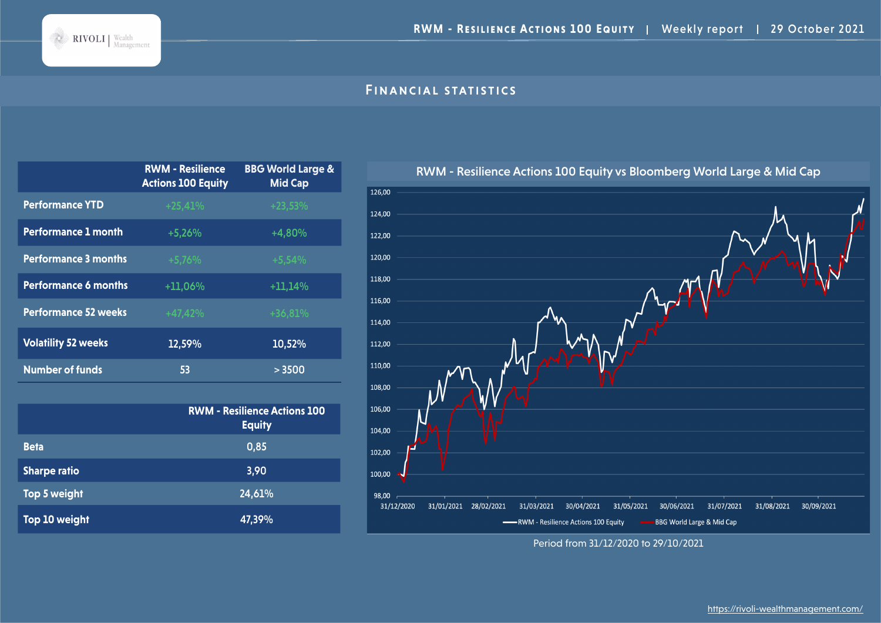## Financial statistics

| | RWM - Resilience Actions 100 Equity | BBG World Large & Mid Cap |
|---|---|---|
| Performance YTD | +25,41% | +23,53% |
| Performance 1 month | +5,26% | +4,80% |
| Performance 3 months | +5,76% | +5,54% |
| Performance 6 months | +11,06% | +11,14% |
| Performance 52 weeks | +47,42% | +36,81% |
| Volatility 52 weeks | 12,59% | 10,52% |
| Number of funds | 53 | > 3500 |

| | RWM - Resilience Actions 100 Equity |
|---|---|
| Beta | 0,85 |
| Sharpe ratio | 3,90 |
| Top 5 weight | 24,61% |
| Top 10 weight | 47,39% |

### RWM - Resilience Actions 100 Equity vs Bloomberg World Large & Mid Cap

Period from 31/12/2020 to 29/10/2021

https://rivoli-wealthmanagement.com/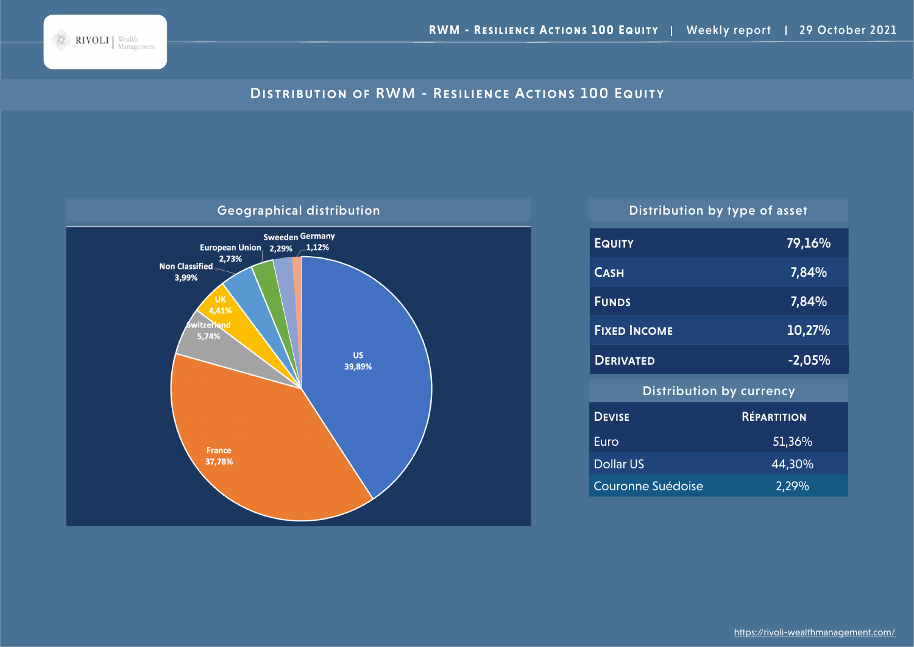# Distribution of RWM - Resilience Actions 100 Equity

## Geographical distribution

| Country | Share |
|---|---|
| US | 39,89% |
| France | 37,78% |
| Switzerland | 5,74% |
| UK | 4,41% |
| Non Classified | 3,99% |
| European Union | 2,73% |
| Sweeden | 2,29% |
| Germany | 1,12% |

## Distribution by type of asset

| | |
|---|---|
| Equity | 79,16% |
| Cash | 7,84% |
| Funds | 7,84% |
| Fixed Income | 10,27% |
| Derivated | -2,05% |

## Distribution by currency

| Devise | Répartition |
|---|---|
| Euro | 51,36% |
| Dollar US | 44,30% |
| Couronne Suédoise | 2,29% |

https://rivoli-wealthmanagement.com/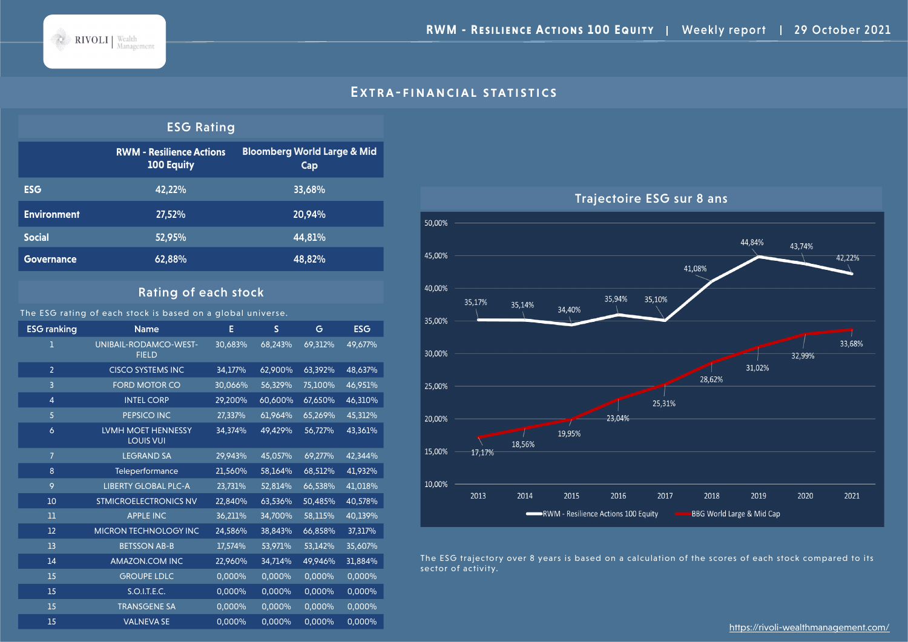## Extra-financial statistics

### ESG Rating

| | RWM - Resilience Actions 100 Equity | Bloomberg World Large & Mid Cap |
|---|---|---|
| ESG | 42,22% | 33,68% |
| Environment | 27,52% | 20,94% |
| Social | 52,95% | 44,81% |
| Governance | 62,88% | 48,82% |

### Rating of each stock

The ESG rating of each stock is based on a global universe.

| ESG ranking | Name | E | S | G | ESG |
|---|---|---|---|---|---|
| 1 | UNIBAIL-RODAMCO-WEST-FIELD | 30,683% | 68,243% | 69,312% | 49,677% |
| 2 | CISCO SYSTEMS INC | 34,177% | 62,900% | 63,392% | 48,637% |
| 3 | FORD MOTOR CO | 30,066% | 56,329% | 75,100% | 46,951% |
| 4 | INTEL CORP | 29,200% | 60,600% | 67,650% | 46,310% |
| 5 | PEPSICO INC | 27,337% | 61,964% | 65,269% | 45,312% |
| 6 | LVMH MOET HENNESSY LOUIS VUI | 34,374% | 49,429% | 56,727% | 43,361% |
| 7 | LEGRAND SA | 29,943% | 45,057% | 69,277% | 42,344% |
| 8 | Teleperformance | 21,560% | 58,164% | 68,512% | 41,932% |
| 9 | LIBERTY GLOBAL PLC-A | 23,731% | 52,814% | 66,538% | 41,018% |
| 10 | STMICROELECTRONICS NV | 22,840% | 63,536% | 50,485% | 40,578% |
| 11 | APPLE INC | 36,211% | 34,700% | 58,115% | 40,139% |
| 12 | MICRON TECHNOLOGY INC | 24,586% | 38,843% | 66,858% | 37,317% |
| 13 | BETSSON AB-B | 17,574% | 53,971% | 53,142% | 35,607% |
| 14 | AMAZON.COM INC | 22,960% | 34,714% | 49,946% | 31,884% |
| 15 | GROUPE LDLC | 0,000% | 0,000% | 0,000% | 0,000% |
| 15 | S.O.I.T.E.C. | 0,000% | 0,000% | 0,000% | 0,000% |
| 15 | TRANSGENE SA | 0,000% | 0,000% | 0,000% | 0,000% |
| 15 | VALNEVA SE | 0,000% | 0,000% | 0,000% | 0,000% |

### Trajectoire ESG sur 8 ans

| Year | RWM - Resilience Actions 100 Equity | BBG World Large & Mid Cap |
|---|---|---|
| 2013 | 35,17% | 17,17% |
| 2014 | 35,14% | 18,56% |
| 2015 | 34,40% | 19,95% |
| 2016 | 35,94% | 23,04% |
| 2017 | 35,10% | 25,31% |
| 2018 | 41,08% | 28,62% |
| 2019 | 44,84% | 31,02% |
| 2020 | 43,74% | 32,99% |
| 2021 | 42,22% | 33,68% |

The ESG trajectory over 8 years is based on a calculation of the scores of each stock compared to its sector of activity.

https://rivoli-wealthmanagement.com/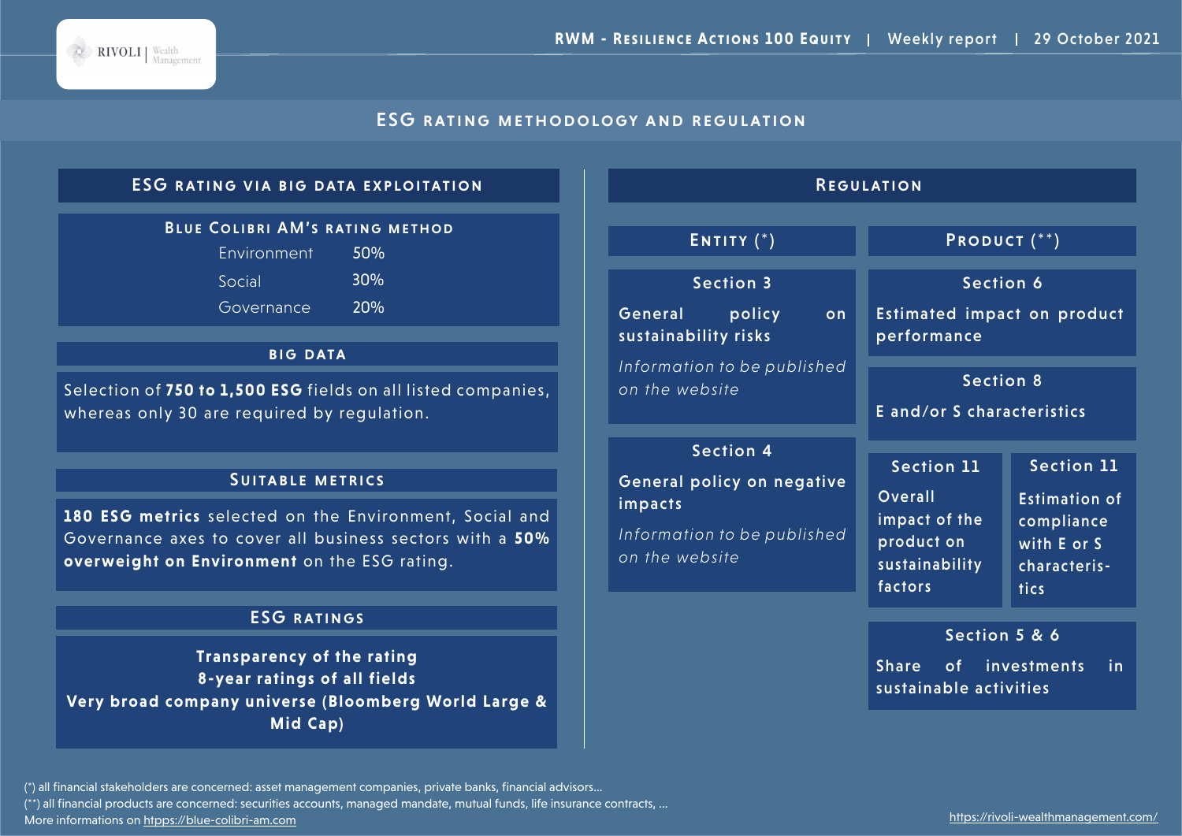# ESG rating methodology and regulation

## ESG rating via big data exploitation

### Blue Colibri AM's rating method

| | |
|---|---|
| Environment | 50% |
| Social | 30% |
| Governance | 20% |

### Big data

Selection of **750 to 1,500 ESG** fields on all listed companies, whereas only 30 are required by regulation.

### Suitable metrics

**180 ESG metrics** selected on the Environment, Social and Governance axes to cover all business sectors with a **50% overweight on Environment** on the ESG rating.

### ESG ratings

**Transparency of the rating**
**8-year ratings of all fields**
**Very broad company universe (Bloomberg World Large & Mid Cap)**

## Regulation

### Entity (*)

**Section 3**

General policy on sustainability risks

*Information to be published on the website*

**Section 4**

General policy on negative impacts

*Information to be published on the website*

### Product (**)

**Section 6**

Estimated impact on product performance

**Section 8**

E and/or S characteristics

**Section 11**

Overall impact of the product on sustainability factors

**Section 11**

Estimation of compliance with E or S characteristics

**Section 5 & 6**

Share of investments in sustainable activities

(*) all financial stakeholders are concerned: asset management companies, private banks, financial advisors...
(**) all financial products are concerned: securities accounts, managed mandate, mutual funds, life insurance contracts, ...
More informations on https://blue-colibri-am.com

https://rivoli-wealthmanagement.com/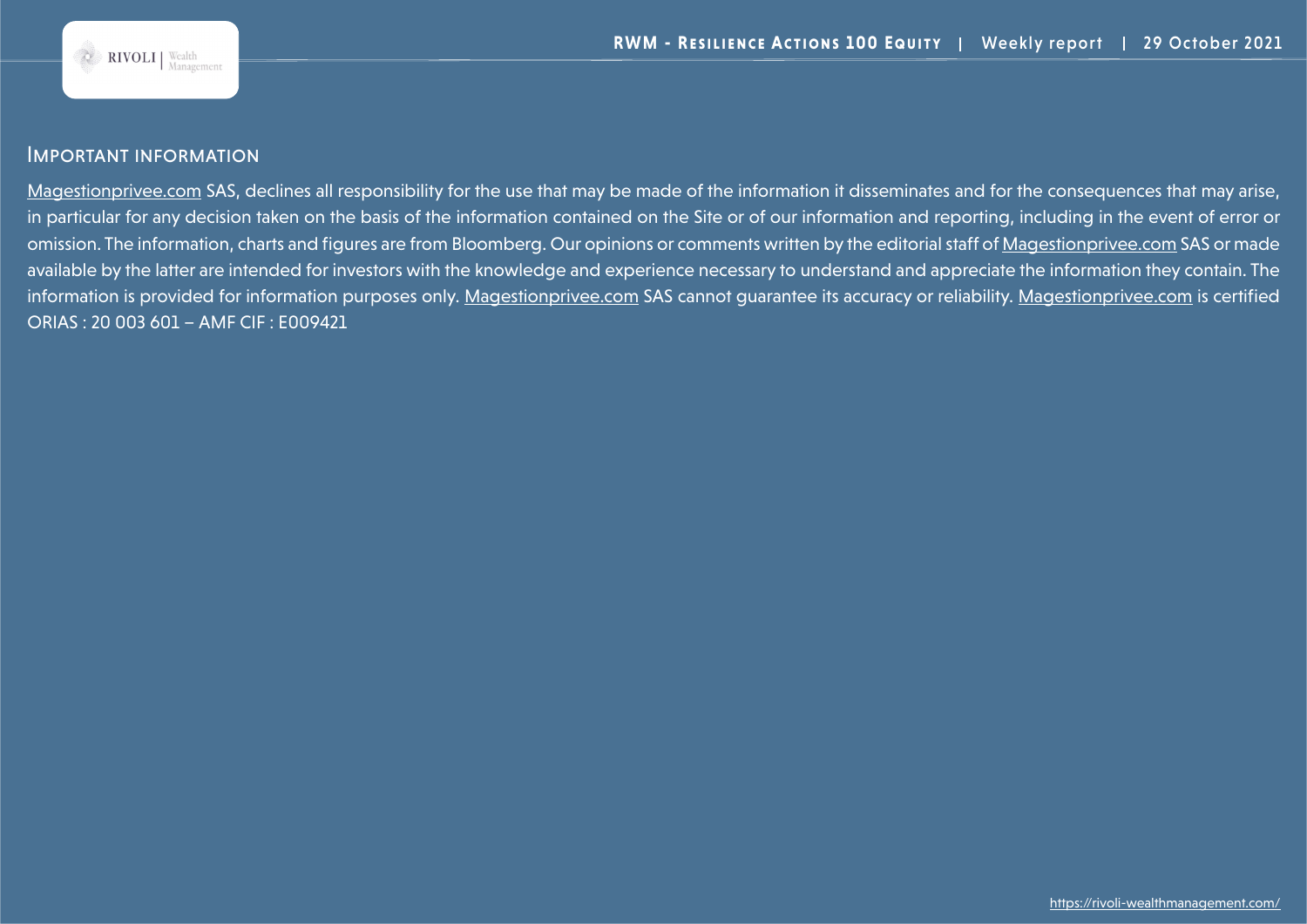## Important information

Magestionprivee.com SAS, declines all responsibility for the use that may be made of the information it disseminates and for the consequences that may arise, in particular for any decision taken on the basis of the information contained on the Site or of our information and reporting, including in the event of error or omission. The information, charts and figures are from Bloomberg. Our opinions or comments written by the editorial staff of Magestionprivee.com SAS or made available by the latter are intended for investors with the knowledge and experience necessary to understand and appreciate the information they contain. The information is provided for information purposes only. Magestionprivee.com SAS cannot guarantee its accuracy or reliability. Magestionprivee.com is certified ORIAS : 20 003 601 – AMF CIF : E009421